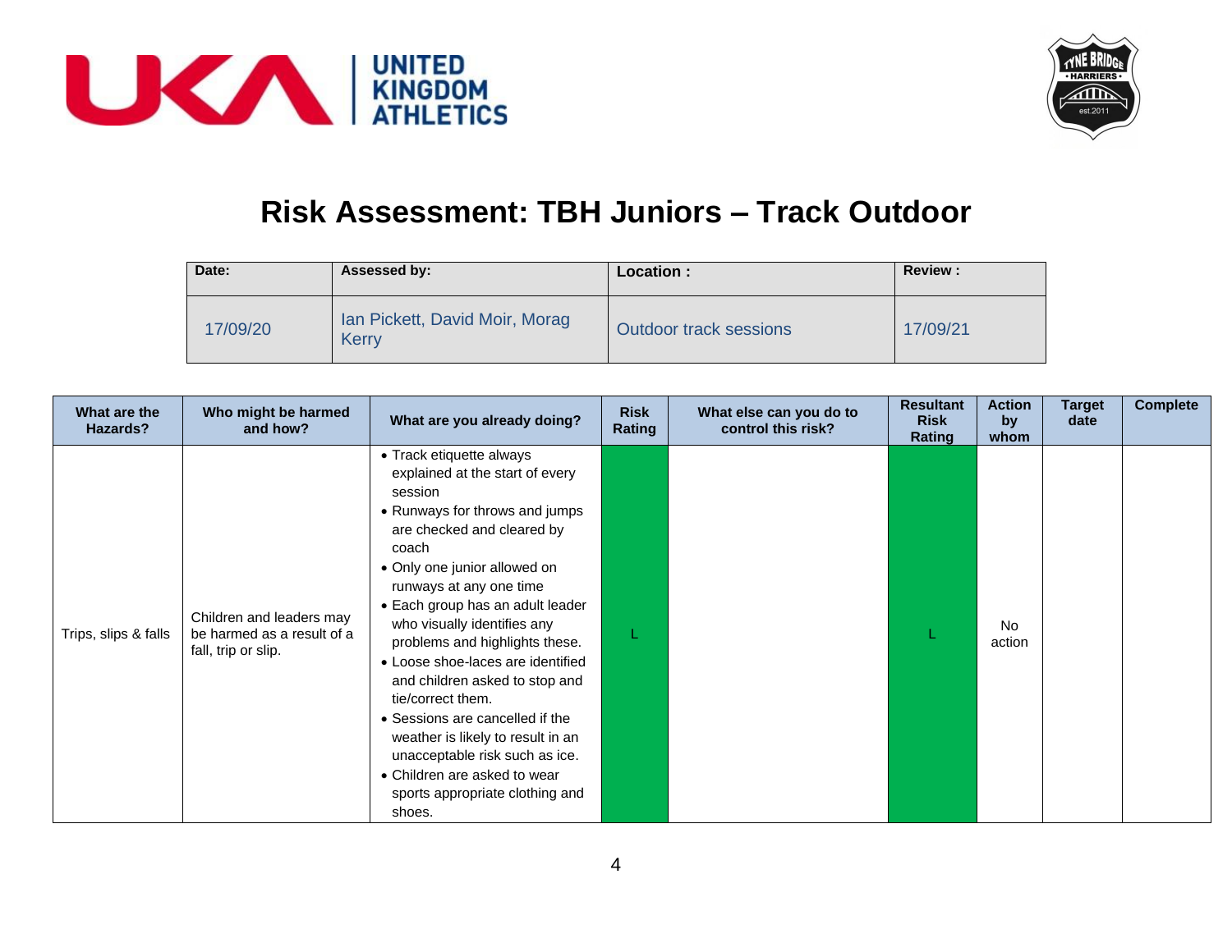# Risk Assessment: TBH Juniors – Track Outdoor

| Date: | Assessed by: | Location : | Review : |
|---|---|---|---|
| 17/09/20 | Ian Pickett, David Moir, Morag Kerry | Outdoor track sessions | 17/09/21 |

| What are the Hazards? | Who might be harmed and how? | What are you already doing? | Risk Rating | What else can you do to control this risk? | Resultant Risk Rating | Action by whom | Target date | Complete |
|---|---|---|---|---|---|---|---|---|
| Trips, slips & falls | Children and leaders may be harmed as a result of a fall, trip or slip. | • Track etiquette always explained at the start of every session<br>• Runways for throws and jumps are checked and cleared by coach<br>• Only one junior allowed on runways at any one time<br>• Each group has an adult leader who visually identifies any problems and highlights these.<br>• Loose shoe-laces are identified and children asked to stop and tie/correct them.<br>• Sessions are cancelled if the weather is likely to result in an unacceptable risk such as ice.<br>• Children are asked to wear sports appropriate clothing and shoes. | L | | L | No action | | |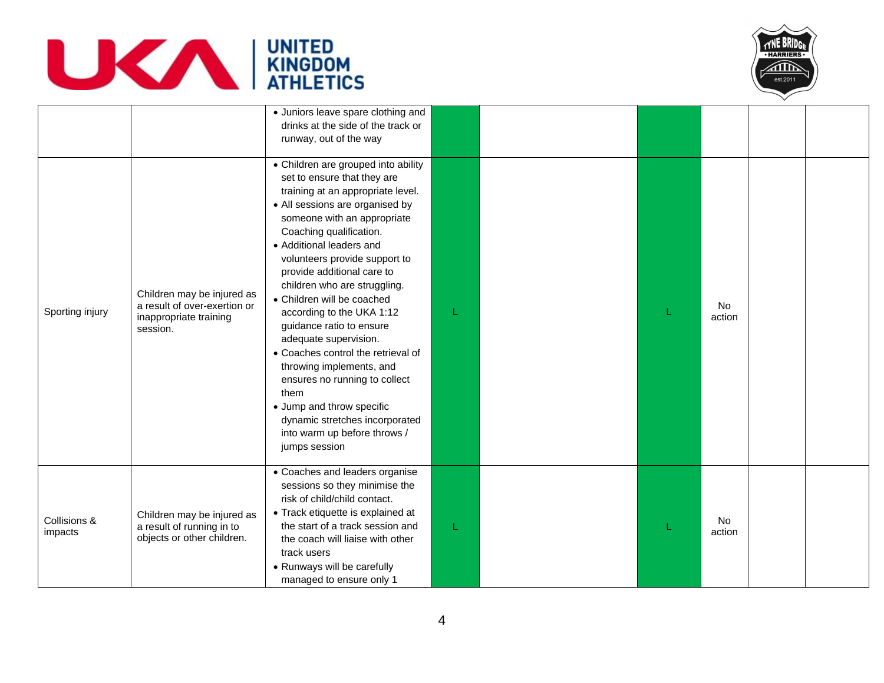| | | | | | | | | |
|---|---|---|---|---|---|---|---|---|
| | | • Juniors leave spare clothing and drinks at the side of the track or runway, out of the way | | | | | | |
| Sporting injury | Children may be injured as a result of over-exertion or inappropriate training session. | • Children are grouped into ability set to ensure that they are training at an appropriate level.<br>• All sessions are organised by someone with an appropriate Coaching qualification.<br>• Additional leaders and volunteers provide support to provide additional care to children who are struggling.<br>• Children will be coached according to the UKA 1:12 guidance ratio to ensure adequate supervision.<br>• Coaches control the retrieval of throwing implements, and ensures no running to collect them<br>• Jump and throw specific dynamic stretches incorporated into warm up before throws / jumps session | L | | L | No action | | |
| Collisions & impacts | Children may be injured as a result of running in to objects or other children. | • Coaches and leaders organise sessions so they minimise the risk of child/child contact.<br>• Track etiquette is explained at the start of a track session and the coach will liaise with other track users<br>• Runways will be carefully managed to ensure only 1 | L | | L | No action | | |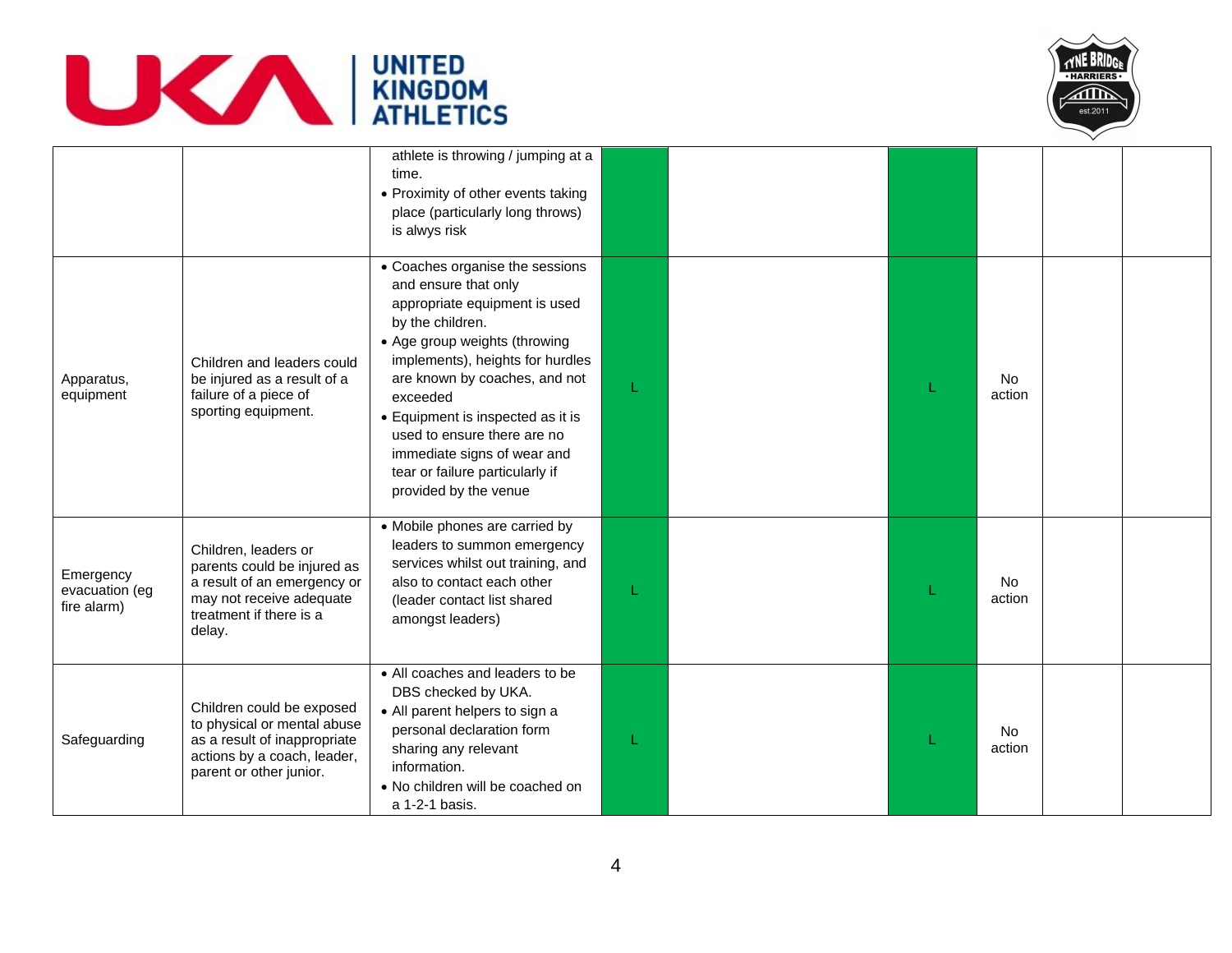|  |  | athlete is throwing / jumping at a time.<br>• Proximity of other events taking place (particularly long throws) is alwys risk |  |  |  |  |  |  |
|---|---|---|---|---|---|---|---|---|
| Apparatus, equipment | Children and leaders could be injured as a result of a failure of a piece of sporting equipment. | • Coaches organise the sessions and ensure that only appropriate equipment is used by the children.<br>• Age group weights (throwing implements), heights for hurdles are known by coaches, and not exceeded<br>• Equipment is inspected as it is used to ensure there are no immediate signs of wear and tear or failure particularly if provided by the venue | L |  | L | No action |  |  |
| Emergency evacuation (eg fire alarm) | Children, leaders or parents could be injured as a result of an emergency or may not receive adequate treatment if there is a delay. | • Mobile phones are carried by leaders to summon emergency services whilst out training, and also to contact each other (leader contact list shared amongst leaders) | L |  | L | No action |  |  |
| Safeguarding | Children could be exposed to physical or mental abuse as a result of inappropriate actions by a coach, leader, parent or other junior. | • All coaches and leaders to be DBS checked by UKA.<br>• All parent helpers to sign a personal declaration form sharing any relevant information.<br>• No children will be coached on a 1-2-1 basis. | L |  | L | No action |  |  |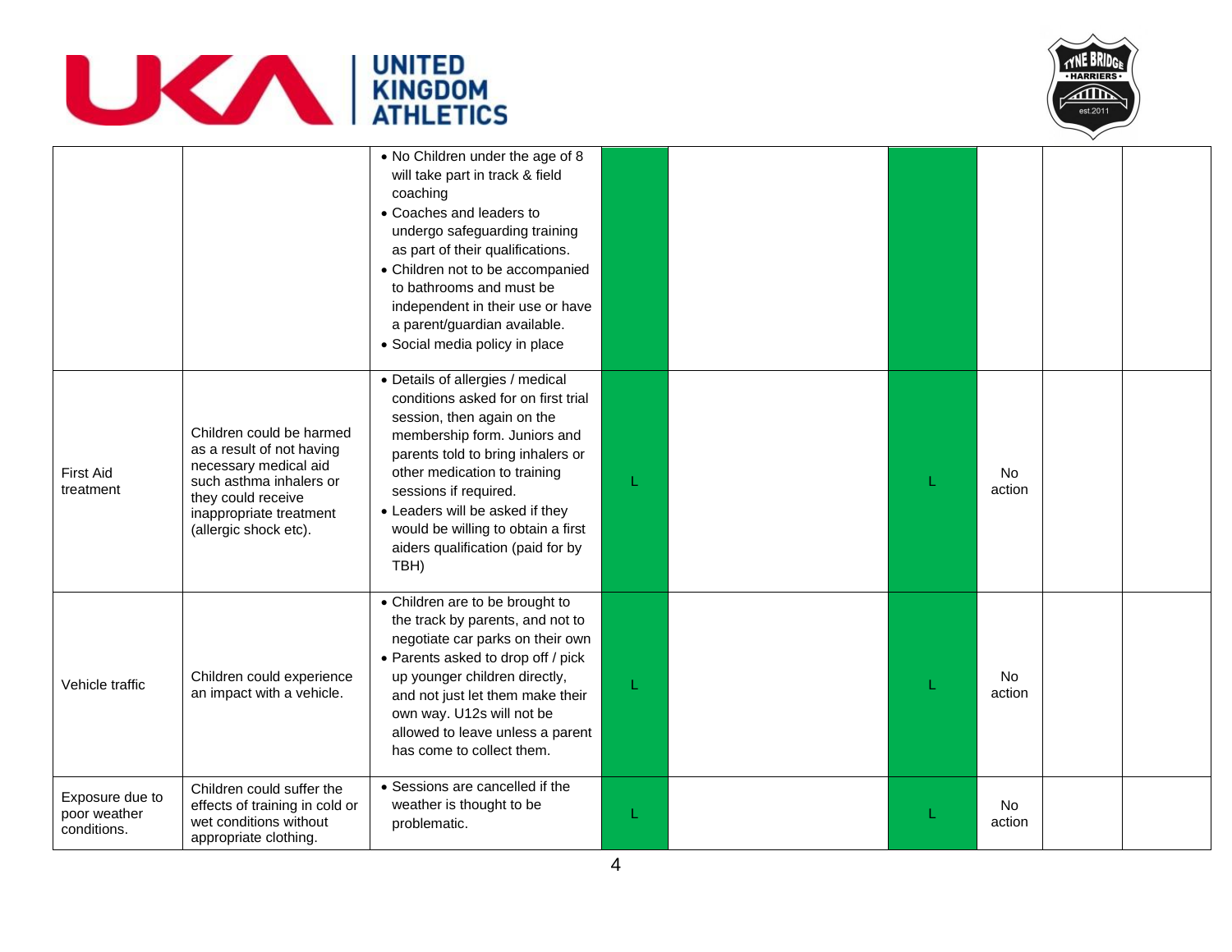| | | | | | | | | |
|---|---|---|---|---|---|---|---|---|
| | | • No Children under the age of 8 will take part in track & field coaching<br>• Coaches and leaders to undergo safeguarding training as part of their qualifications.<br>• Children not to be accompanied to bathrooms and must be independent in their use or have a parent/guardian available.<br>• Social media policy in place | | | | | | |
| First Aid treatment | Children could be harmed as a result of not having necessary medical aid such asthma inhalers or they could receive inappropriate treatment (allergic shock etc). | • Details of allergies / medical conditions asked for on first trial session, then again on the membership form. Juniors and parents told to bring inhalers or other medication to training sessions if required.<br>• Leaders will be asked if they would be willing to obtain a first aiders qualification (paid for by TBH) | L | | L | No action | | |
| Vehicle traffic | Children could experience an impact with a vehicle. | • Children are to be brought to the track by parents, and not to negotiate car parks on their own<br>• Parents asked to drop off / pick up younger children directly, and not just let them make their own way. U12s will not be allowed to leave unless a parent has come to collect them. | L | | L | No action | | |
| Exposure due to poor weather conditions. | Children could suffer the effects of training in cold or wet conditions without appropriate clothing. | • Sessions are cancelled if the weather is thought to be problematic. | L | | L | No action | | |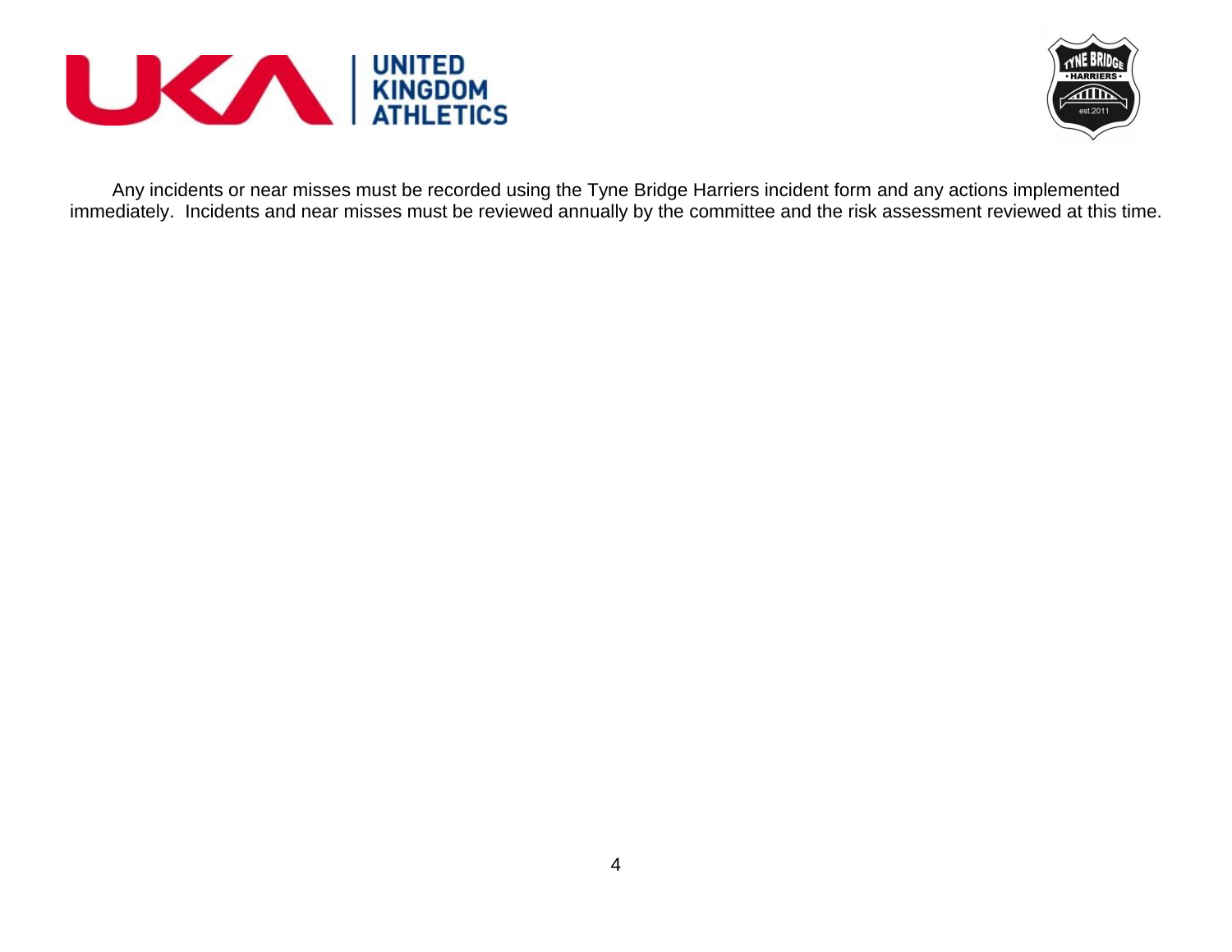Any incidents or near misses must be recorded using the Tyne Bridge Harriers incident form and any actions implemented immediately. Incidents and near misses must be reviewed annually by the committee and the risk assessment reviewed at this time.